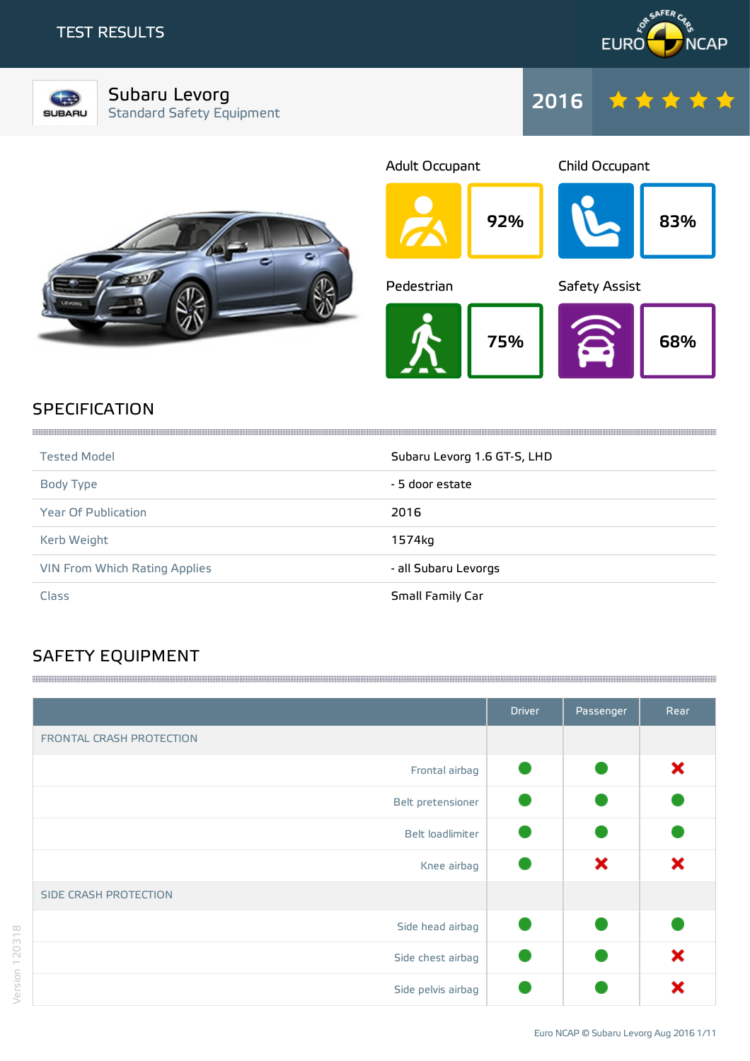# TEST RESULTS

## Subaru Levorg
Standard Safety Equipment

2016 ★★★★★

| Adult Occupant | Child Occupant | Pedestrian | Safety Assist |
|---|---|---|---|
| 92% | 83% | 75% | 68% |

## SPECIFICATION

| | |
|---|---|
| Tested Model | Subaru Levorg 1.6 GT-S, LHD |
| Body Type | - 5 door estate |
| Year Of Publication | 2016 |
| Kerb Weight | 1574kg |
| VIN From Which Rating Applies | - all Subaru Levorgs |
| Class | Small Family Car |

## SAFETY EQUIPMENT

| | Driver | Passenger | Rear |
|---|---|---|---|
| FRONTAL CRASH PROTECTION | | | |
| Frontal airbag | ● | ● | ✖ |
| Belt pretensioner | ● | ● | ● |
| Belt loadlimiter | ● | ● | ● |
| Knee airbag | ● | ✖ | ✖ |
| SIDE CRASH PROTECTION | | | |
| Side head airbag | ● | ● | ● |
| Side chest airbag | ● | ● | ✖ |
| Side pelvis airbag | ● | ● | ✖ |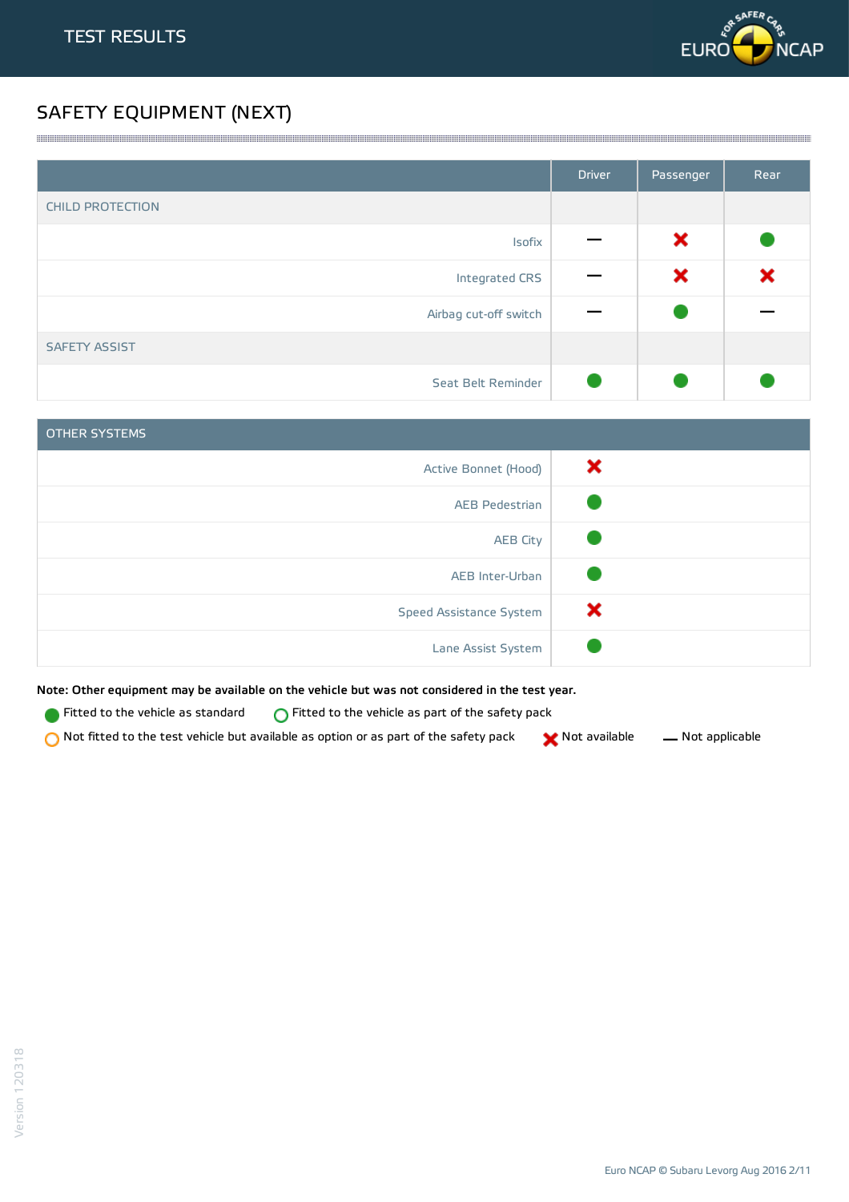# TEST RESULTS

## SAFETY EQUIPMENT (NEXT)

| | Driver | Passenger | Rear |
|---|---|---|---|
| **CHILD PROTECTION** | | | |
| Isofix | — | ✖ | ● |
| Integrated CRS | — | ✖ | ✖ |
| Airbag cut-off switch | — | ● | — |
| **SAFETY ASSIST** | | | |
| Seat Belt Reminder | ● | ● | ● |

| OTHER SYSTEMS | |
|---|---|
| Active Bonnet (Hood) | ✖ |
| AEB Pedestrian | ● |
| AEB City | ● |
| AEB Inter-Urban | ● |
| Speed Assistance System | ✖ |
| Lane Assist System | ● |

**Note: Other equipment may be available on the vehicle but was not considered in the test year.**

● Fitted to the vehicle as standard
○ Fitted to the vehicle as part of the safety pack
○ Not fitted to the test vehicle but available as option or as part of the safety pack
✖ Not available
— Not applicable

Euro NCAP © Subaru Levorg Aug 2016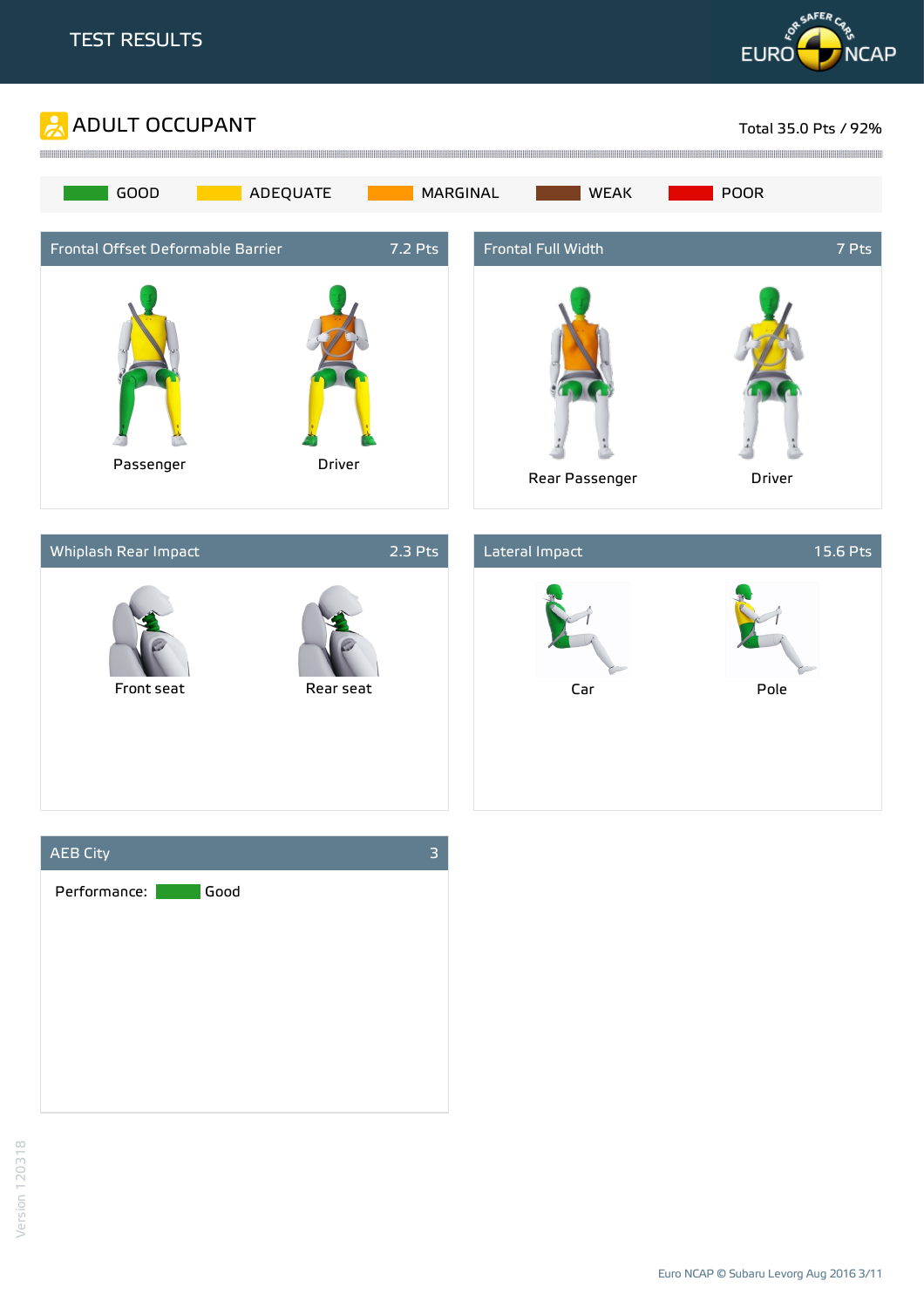# TEST RESULTS

## ADULT OCCUPANT

Total 35.0 Pts / 92%

GOOD | ADEQUATE | MARGINAL | WEAK | POOR

### Frontal Offset Deformable Barrier — 7.2 Pts

Passenger | Driver

### Frontal Full Width — 7 Pts

Rear Passenger | Driver

### Whiplash Rear Impact — 2.3 Pts

Front seat | Rear seat

### Lateral Impact — 15.6 Pts

Car | Pole

### AEB City — 3

Performance: Good

Version 120318

Euro NCAP © Subaru Levorg Aug 2016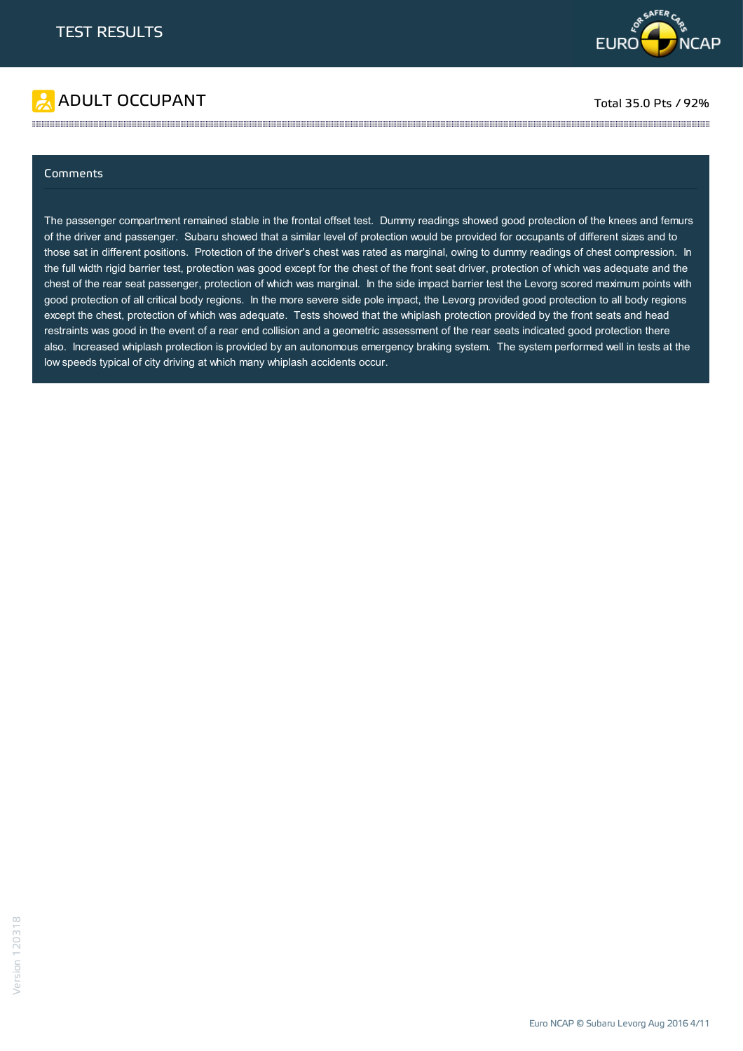# TEST RESULTS

## ADULT OCCUPANT

Total 35.0 Pts / 92%

### Comments

The passenger compartment remained stable in the frontal offset test. Dummy readings showed good protection of the knees and femurs of the driver and passenger. Subaru showed that a similar level of protection would be provided for occupants of different sizes and to those sat in different positions. Protection of the driver's chest was rated as marginal, owing to dummy readings of chest compression. In the full width rigid barrier test, protection was good except for the chest of the front seat driver, protection of which was adequate and the chest of the rear seat passenger, protection of which was marginal. In the side impact barrier test the Levorg scored maximum points with good protection of all critical body regions. In the more severe side pole impact, the Levorg provided good protection to all body regions except the chest, protection of which was adequate. Tests showed that the whiplash protection provided by the front seats and head restraints was good in the event of a rear end collision and a geometric assessment of the rear seats indicated good protection there also. Increased whiplash protection is provided by an autonomous emergency braking system. The system performed well in tests at the low speeds typical of city driving at which many whiplash accidents occur.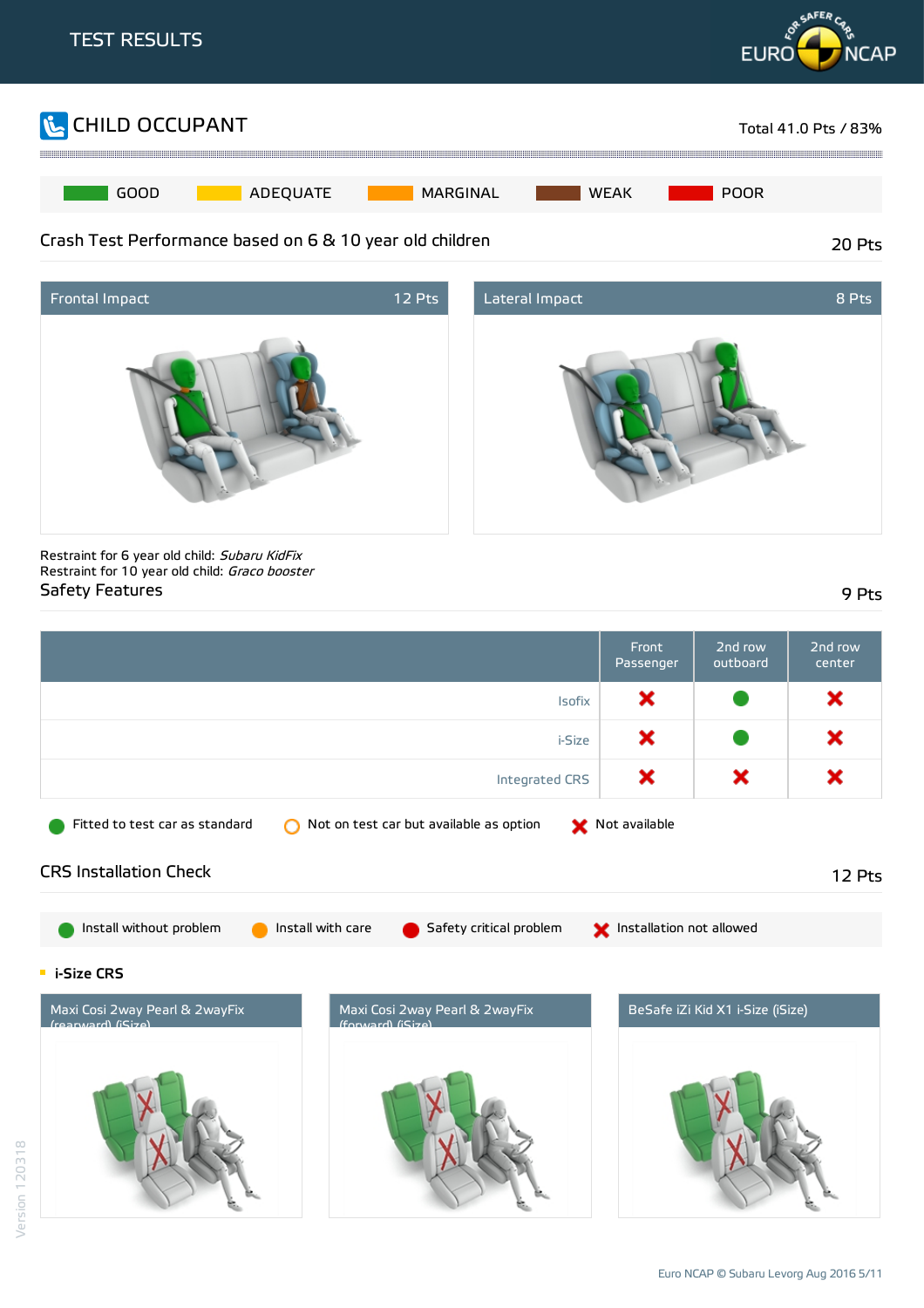# TEST RESULTS

## CHILD OCCUPANT

Total 41.0 Pts / 83%

GOOD | ADEQUATE | MARGINAL | WEAK | POOR

### Crash Test Performance based on 6 & 10 year old children

20 Pts

| Frontal Impact | 12 Pts | Lateral Impact | 8 Pts |
|---|---|---|---|

Restraint for 6 year old child: *Subaru KidFix*
Restraint for 10 year old child: *Graco booster*

### Safety Features

9 Pts

| | Front Passenger | 2nd row outboard | 2nd row center |
|---|---|---|---|
| Isofix | Not available | Fitted to test car as standard | Not available |
| i-Size | Not available | Fitted to test car as standard | Not available |
| Integrated CRS | Not available | Not available | Not available |

Fitted to test car as standard | Not on test car but available as option | Not available

### CRS Installation Check

12 Pts

Install without problem | Install with care | Safety critical problem | Installation not allowed

- **i-Size CRS**

| Maxi Cosi 2way Pearl & 2wayFix (rearward) (iSize) | Maxi Cosi 2way Pearl & 2wayFix (forward) (iSize) | BeSafe iZi Kid X1 i-Size (iSize) |
|---|---|---|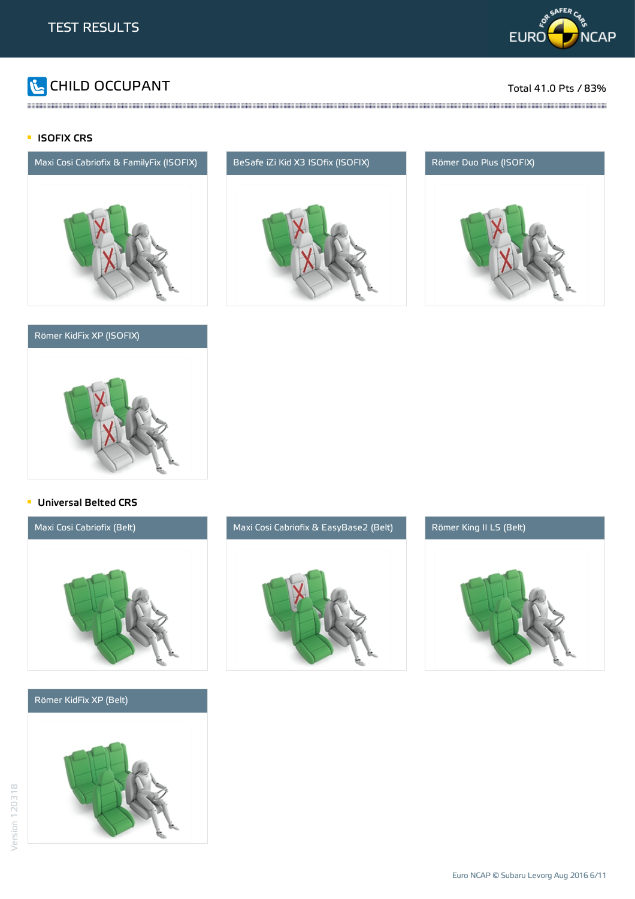# TEST RESULTS

## CHILD OCCUPANT

Total 41.0 Pts / 83%

### ISOFIX CRS

Maxi Cosi Cabriofix & FamilyFix (ISOFIX)

BeSafe iZi Kid X3 ISOfix (ISOFIX)

Römer Duo Plus (ISOFIX)

Römer KidFix XP (ISOFIX)

### Universal Belted CRS

Maxi Cosi Cabriofix (Belt)

Maxi Cosi Cabriofix & EasyBase2 (Belt)

Römer King II LS (Belt)

Römer KidFix XP (Belt)

Version 120318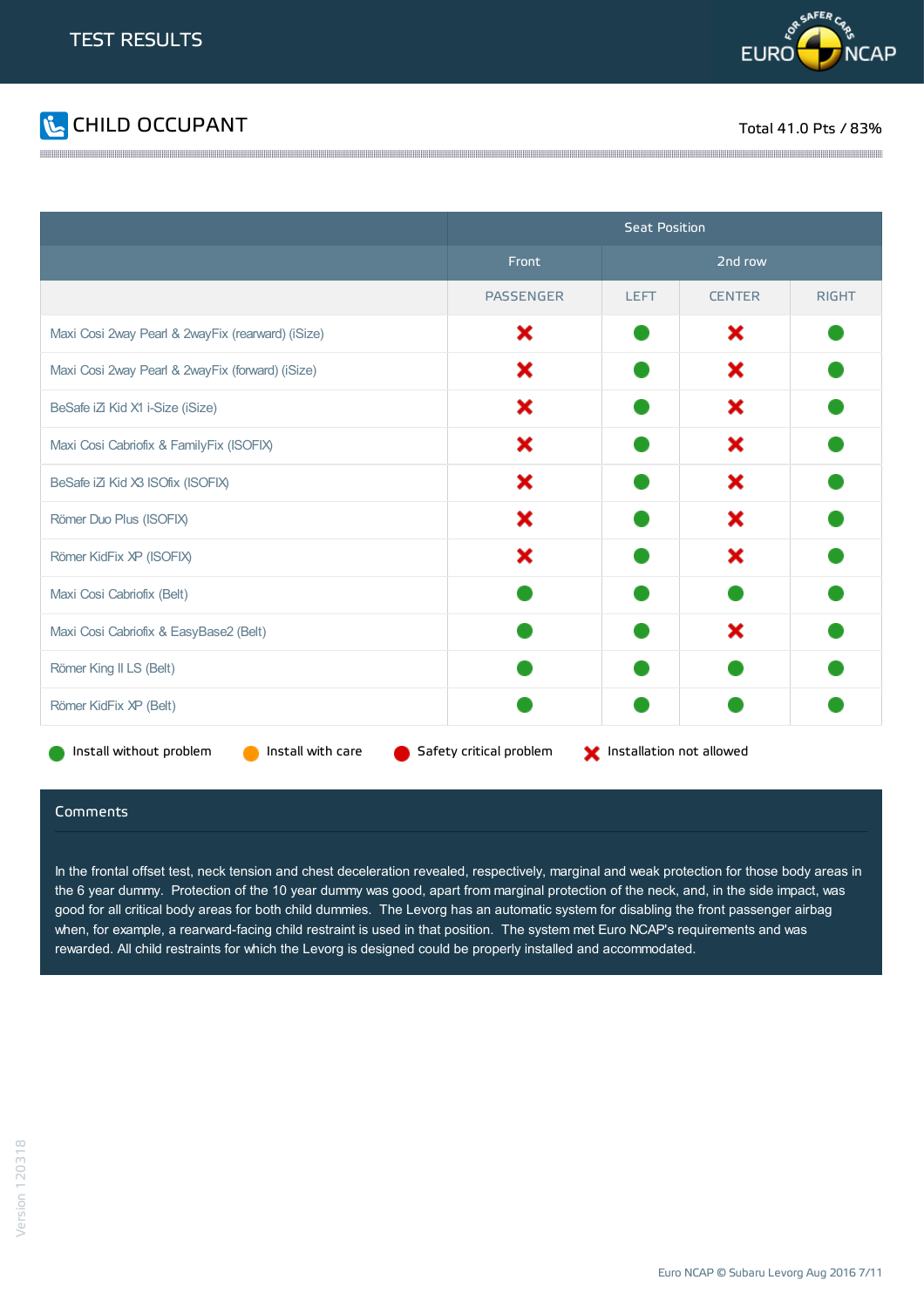# TEST RESULTS

## CHILD OCCUPANT

Total 41.0 Pts / 83%

| | Seat Position | | | |
|---|---|---|---|---|
| | Front | 2nd row | | |
| | PASSENGER | LEFT | CENTER | RIGHT |
| Maxi Cosi 2way Pearl & 2wayFix (rearward) (iSize) | Installation not allowed | Install without problem | Installation not allowed | Install without problem |
| Maxi Cosi 2way Pearl & 2wayFix (forward) (iSize) | Installation not allowed | Install without problem | Installation not allowed | Install without problem |
| BeSafe iZi Kid X1 i-Size (iSize) | Installation not allowed | Install without problem | Installation not allowed | Install without problem |
| Maxi Cosi Cabriofix & FamilyFix (ISOFIX) | Installation not allowed | Install without problem | Installation not allowed | Install without problem |
| BeSafe iZi Kid X3 ISOfix (ISOFIX) | Installation not allowed | Install without problem | Installation not allowed | Install without problem |
| Römer Duo Plus (ISOFIX) | Installation not allowed | Install without problem | Installation not allowed | Install without problem |
| Römer KidFix XP (ISOFIX) | Installation not allowed | Install without problem | Installation not allowed | Install without problem |
| Maxi Cosi Cabriofix (Belt) | Install without problem | Install without problem | Install without problem | Install without problem |
| Maxi Cosi Cabriofix & EasyBase2 (Belt) | Install without problem | Install without problem | Installation not allowed | Install without problem |
| Römer King II LS (Belt) | Install without problem | Install without problem | Install without problem | Install without problem |
| Römer KidFix XP (Belt) | Install without problem | Install without problem | Install without problem | Install without problem |

Legend: Install without problem · Install with care · Safety critical problem · Installation not allowed

### Comments

In the frontal offset test, neck tension and chest deceleration revealed, respectively, marginal and weak protection for those body areas in the 6 year dummy. Protection of the 10 year dummy was good, apart from marginal protection of the neck, and, in the side impact, was good for all critical body areas for both child dummies. The Levorg has an automatic system for disabling the front passenger airbag when, for example, a rearward-facing child restraint is used in that position. The system met Euro NCAP's requirements and was rewarded. All child restraints for which the Levorg is designed could be properly installed and accommodated.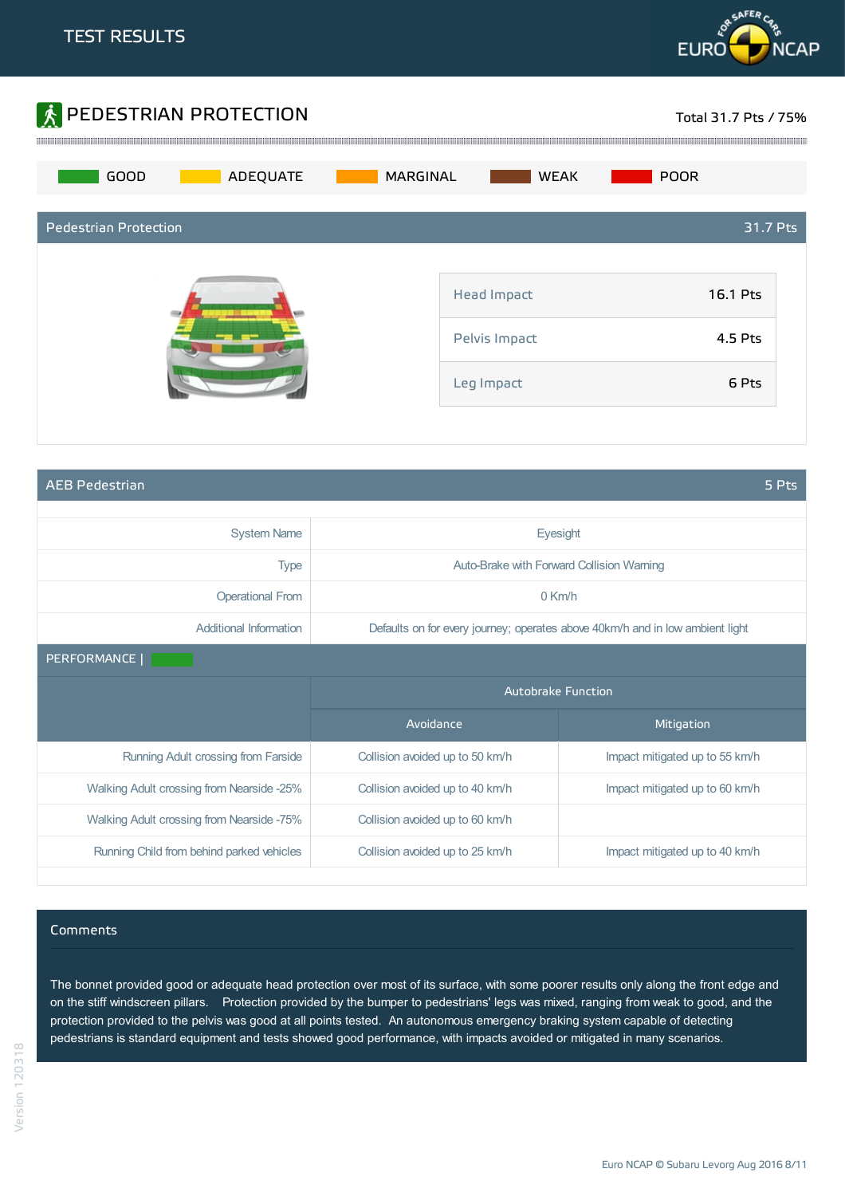# TEST RESULTS

## PEDESTRIAN PROTECTION

Total 31.7 Pts / 75%

GOOD | ADEQUATE | MARGINAL | WEAK | POOR

### Pedestrian Protection — 31.7 Pts

| | |
|---|---|
| Head Impact | 16.1 Pts |
| Pelvis Impact | 4.5 Pts |
| Leg Impact | 6 Pts |

### AEB Pedestrian — 5 Pts

| | |
|---|---|
| System Name | Eyesight |
| Type | Auto-Brake with Forward Collision Warning |
| Operational From | 0 Km/h |
| Additional Information | Defaults on for every journey; operates above 40km/h and in low ambient light |

PERFORMANCE |

| | Autobrake Function | |
|---|---|---|
| | Avoidance | Mitigation |
| Running Adult crossing from Farside | Collision avoided up to 50 km/h | Impact mitigated up to 55 km/h |
| Walking Adult crossing from Nearside -25% | Collision avoided up to 40 km/h | Impact mitigated up to 60 km/h |
| Walking Adult crossing from Nearside -75% | Collision avoided up to 60 km/h | |
| Running Child from behind parked vehicles | Collision avoided up to 25 km/h | Impact mitigated up to 40 km/h |

### Comments

The bonnet provided good or adequate head protection over most of its surface, with some poorer results only along the front edge and on the stiff windscreen pillars. Protection provided by the bumper to pedestrians' legs was mixed, ranging from weak to good, and the protection provided to the pelvis was good at all points tested. An autonomous emergency braking system capable of detecting pedestrians is standard equipment and tests showed good performance, with impacts avoided or mitigated in many scenarios.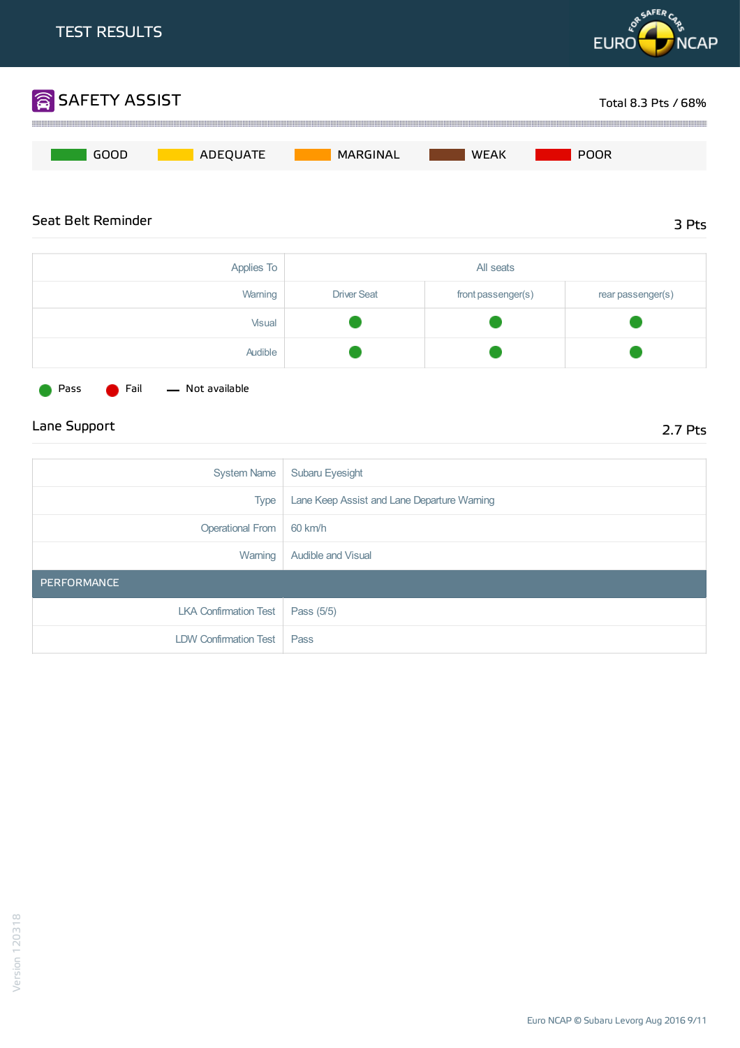# TEST RESULTS

## SAFETY ASSIST

Total 8.3 Pts / 68%

GOOD | ADEQUATE | MARGINAL | WEAK | POOR

### Seat Belt Reminder

3 Pts

| Applies To | All seats | | |
|---|---|---|---|
| Warning | Driver Seat | front passenger(s) | rear passenger(s) |
| Visual | Pass | Pass | Pass |
| Audible | Pass | Pass | Pass |

Pass   Fail   — Not available

### Lane Support

2.7 Pts

| | |
|---|---|
| System Name | Subaru Eyesight |
| Type | Lane Keep Assist and Lane Departure Warning |
| Operational From | 60 km/h |
| Warning | Audible and Visual |
| **PERFORMANCE** | |
| LKA Confirmation Test | Pass (5/5) |
| LDW Confirmation Test | Pass |

Version 120318

Euro NCAP © Subaru Levorg Aug 2016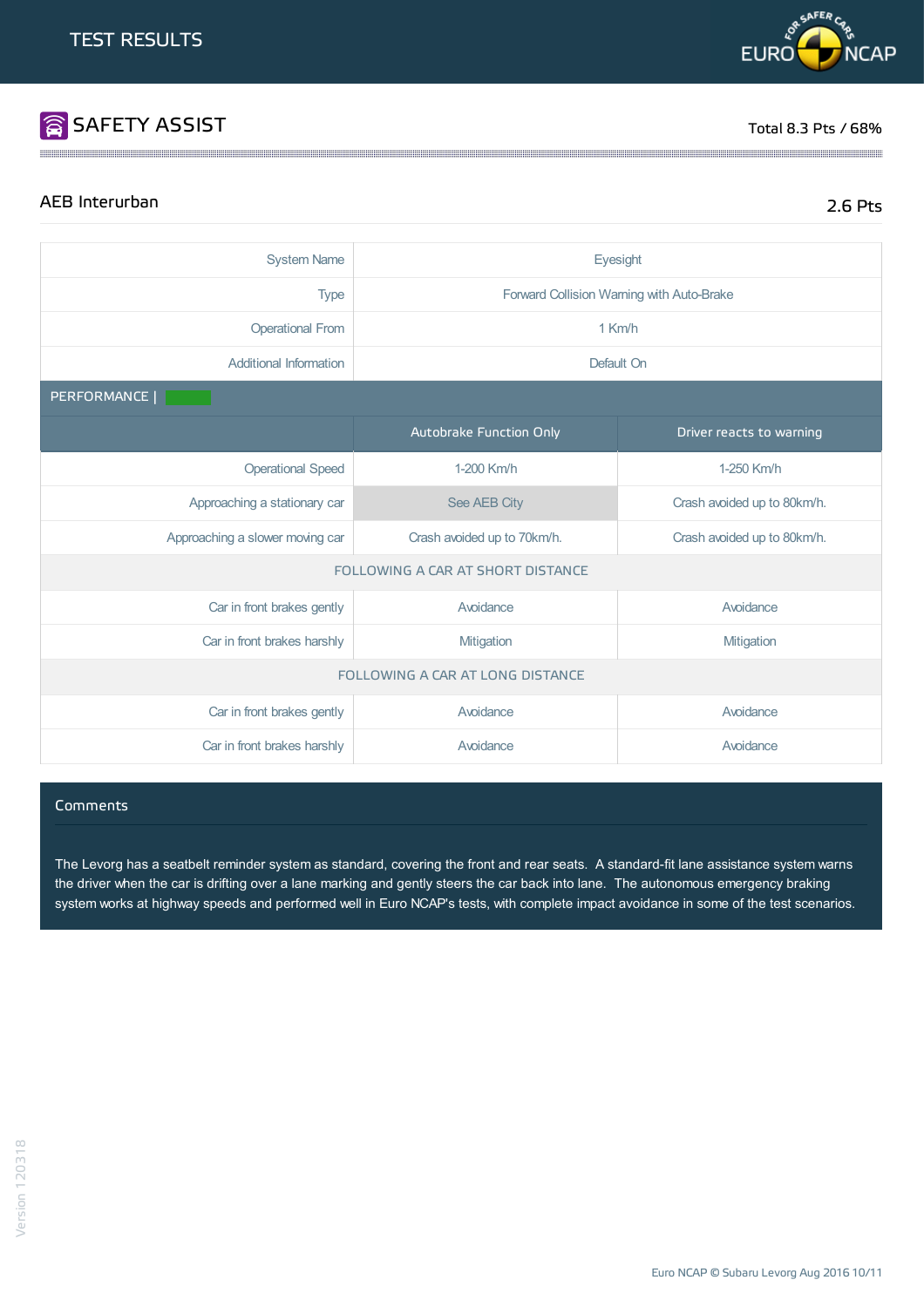# TEST RESULTS

## SAFETY ASSIST

Total 8.3 Pts / 68%

### AEB Interurban

2.6 Pts

| System Name | Eyesight |
|---|---|
| Type | Forward Collision Warning with Auto-Brake |
| Operational From | 1 Km/h |
| Additional Information | Default On |

PERFORMANCE |

| | Autobrake Function Only | Driver reacts to warning |
|---|---|---|
| Operational Speed | 1-200 Km/h | 1-250 Km/h |
| Approaching a stationary car | See AEB City | Crash avoided up to 80km/h. |
| Approaching a slower moving car | Crash avoided up to 70km/h. | Crash avoided up to 80km/h. |
| FOLLOWING A CAR AT SHORT DISTANCE | | |
| Car in front brakes gently | Avoidance | Avoidance |
| Car in front brakes harshly | Mitigation | Mitigation |
| FOLLOWING A CAR AT LONG DISTANCE | | |
| Car in front brakes gently | Avoidance | Avoidance |
| Car in front brakes harshly | Avoidance | Avoidance |

### Comments

The Levorg has a seatbelt reminder system as standard, covering the front and rear seats. A standard-fit lane assistance system warns the driver when the car is drifting over a lane marking and gently steers the car back into lane. The autonomous emergency braking system works at highway speeds and performed well in Euro NCAP's tests, with complete impact avoidance in some of the test scenarios.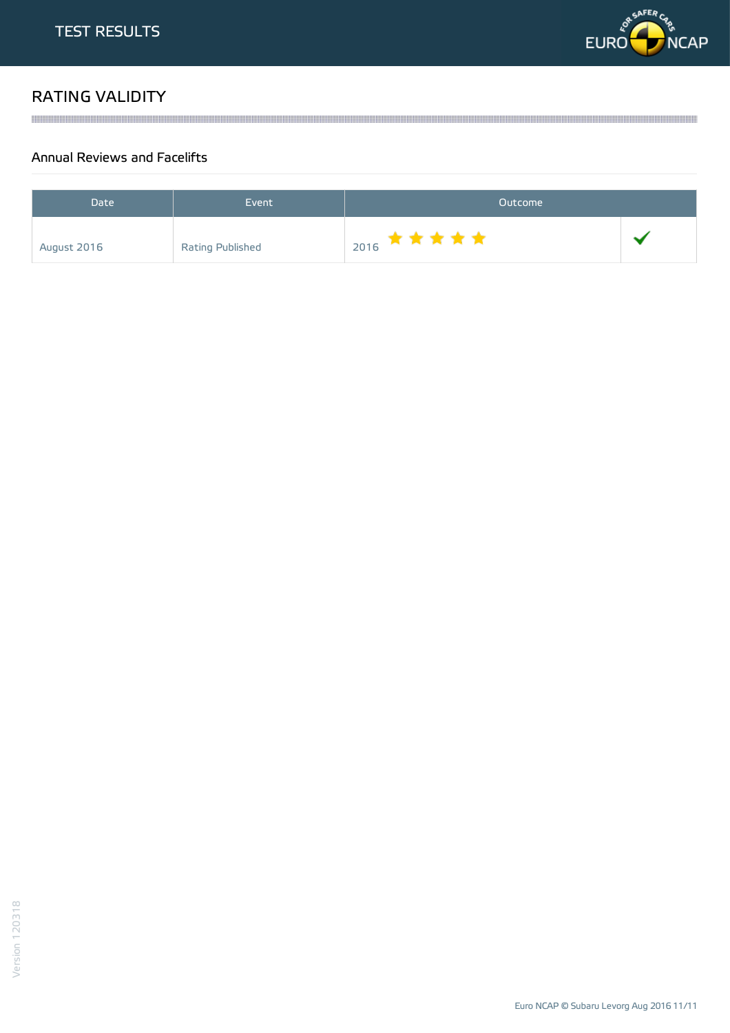# RATING VALIDITY

## Annual Reviews and Facelifts

| Date | Event | Outcome | |
|---|---|---|---|
| August 2016 | Rating Published | 2016 ★★★★★ | ✓ |